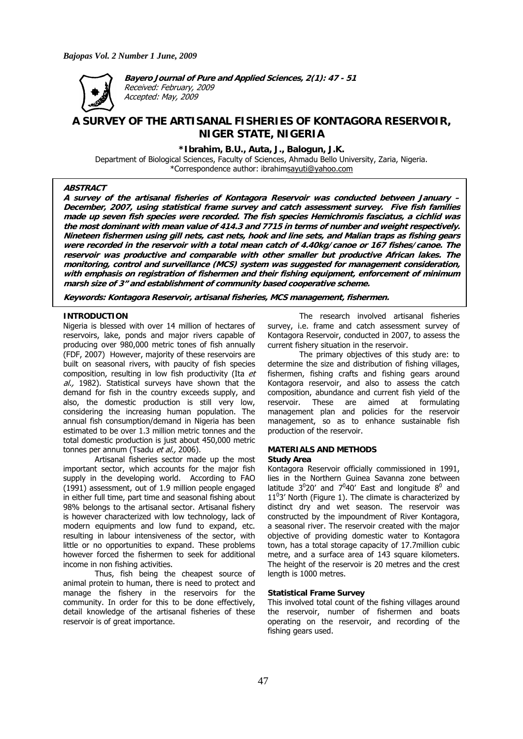**Bayero Journal of Pure and Applied Sciences, 2(1): 47 - 51**
*Received: February, 2009*
*Accepted: May, 2009*

# A SURVEY OF THE ARTISANAL FISHERIES OF KONTAGORA RESERVOIR, NIGER STATE, NIGERIA

**\*Ibrahim, B.U., Auta, J., Balogun, J.K.**

Department of Biological Sciences, Faculty of Sciences, Ahmadu Bello University, Zaria, Nigeria.
\*Correspondence author: ibrahimsayuti@yahoo.com

### ABSTRACT

***A survey of the artisanal fisheries of Kontagora Reservoir was conducted between January – December, 2007, using statistical frame survey and catch assessment survey. Five fish families made up seven fish species were recorded. The fish species Hemichromis fasciatus, a cichlid was the most dominant with mean value of 414.3 and 7715 in terms of number and weight respectively. Nineteen fishermen using gill nets, cast nets, hook and line sets, and Malian traps as fishing gears were recorded in the reservoir with a total mean catch of 4.40kg/canoe or 167 fishes/canoe. The reservoir was productive and comparable with other smaller but productive African lakes. The monitoring, control and surveillance (MCS) system was suggested for management consideration, with emphasis on registration of fishermen and their fishing equipment, enforcement of minimum marsh size of 3" and establishment of community based cooperative scheme.***

***Keywords: Kontagora Reservoir, artisanal fisheries, MCS management, fishermen.***

## INTRODUCTION

Nigeria is blessed with over 14 million of hectares of reservoirs, lake, ponds and major rivers capable of producing over 980,000 metric tones of fish annually (FDF, 2007) However, majority of these reservoirs are built on seasonal rivers, with paucity of fish species composition, resulting in low fish productivity (Ita *et al.,* 1982). Statistical surveys have shown that the demand for fish in the country exceeds supply, and also, the domestic production is still very low, considering the increasing human population. The annual fish consumption/demand in Nigeria has been estimated to be over 1.3 million metric tonnes and the total domestic production is just about 450,000 metric tonnes per annum (Tsadu *et al.,* 2006).

Artisanal fisheries sector made up the most important sector, which accounts for the major fish supply in the developing world. According to FAO (1991) assessment, out of 1.9 million people engaged in either full time, part time and seasonal fishing about 98% belongs to the artisanal sector. Artisanal fishery is however characterized with low technology, lack of modern equipments and low fund to expand, etc. resulting in labour intensiveness of the sector, with little or no opportunities to expand. These problems however forced the fishermen to seek for additional income in non fishing activities.

Thus, fish being the cheapest source of animal protein to human, there is need to protect and manage the fishery in the reservoirs for the community. In order for this to be done effectively, detail knowledge of the artisanal fisheries of these reservoir is of great importance.

The research involved artisanal fisheries survey, i.e. frame and catch assessment survey of Kontagora Reservoir, conducted in 2007, to assess the current fishery situation in the reservoir.

The primary objectives of this study are: to determine the size and distribution of fishing villages, fishermen, fishing crafts and fishing gears around Kontagora reservoir, and also to assess the catch composition, abundance and current fish yield of the reservoir. These are aimed at formulating management plan and policies for the reservoir management, so as to enhance sustainable fish production of the reservoir.

## MATERIALS AND METHODS

### Study Area

Kontagora Reservoir officially commissioned in 1991, lies in the Northern Guinea Savanna zone between latitude $3^0 20'$ and $7^0 40'$ East and longitude $8^0$ and $11^0 3'$ North (Figure 1). The climate is characterized by distinct dry and wet season. The reservoir was constructed by the impoundment of River Kontagora, a seasonal river. The reservoir created with the major objective of providing domestic water to Kontagora town, has a total storage capacity of 17.7million cubic metre, and a surface area of 143 square kilometers. The height of the reservoir is 20 metres and the crest length is 1000 metres.

### Statistical Frame Survey

This involved total count of the fishing villages around the reservoir, number of fishermen and boats operating on the reservoir, and recording of the fishing gears used.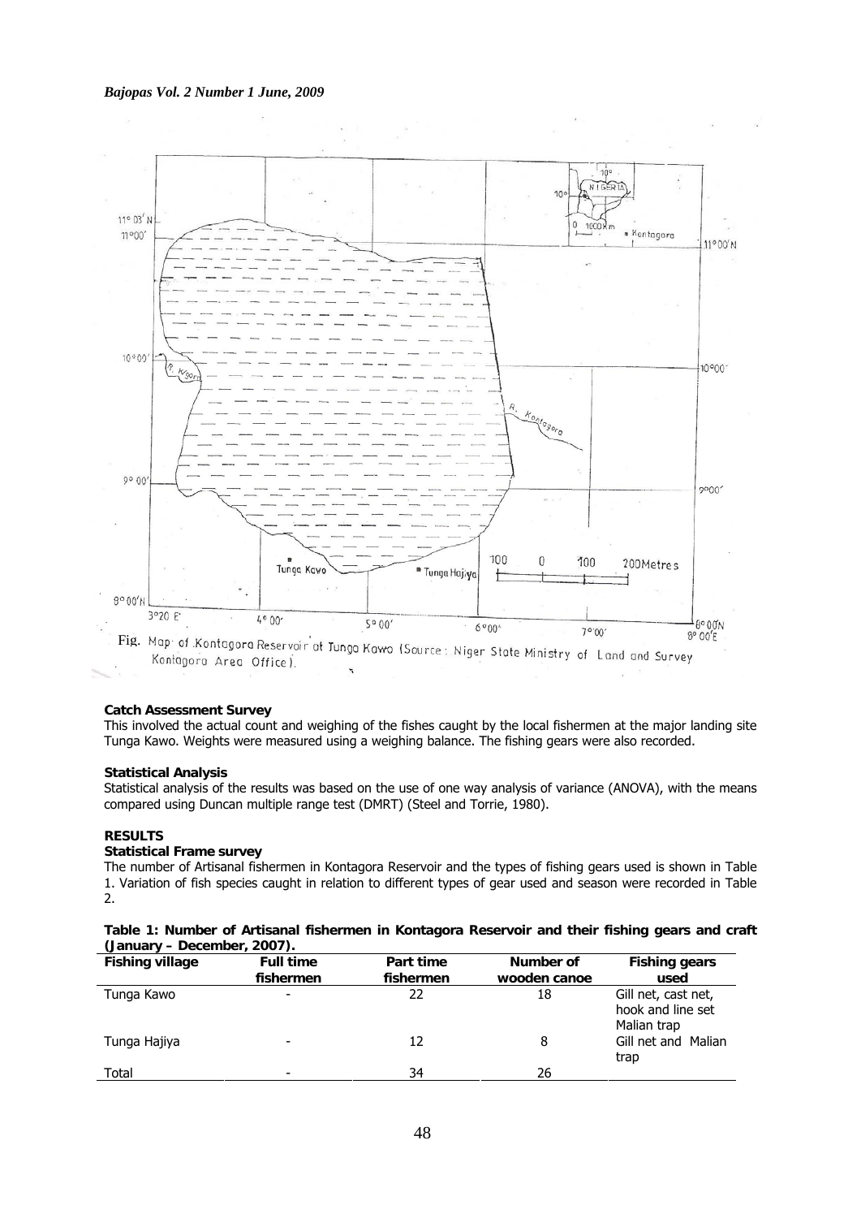Fig. Map of Kontagora Reservoir at Tunga Kawo (Source: Niger State Ministry of Land and Survey Kontagora Area Office).

**Catch Assessment Survey**

This involved the actual count and weighing of the fishes caught by the local fishermen at the major landing site Tunga Kawo. Weights were measured using a weighing balance. The fishing gears were also recorded.

**Statistical Analysis**

Statistical analysis of the results was based on the use of one way analysis of variance (ANOVA), with the means compared using Duncan multiple range test (DMRT) (Steel and Torrie, 1980).

## RESULTS

**Statistical Frame survey**

The number of Artisanal fishermen in Kontagora Reservoir and the types of fishing gears used is shown in Table 1. Variation of fish species caught in relation to different types of gear used and season were recorded in Table 2.

**Table 1: Number of Artisanal fishermen in Kontagora Reservoir and their fishing gears and craft (January – December, 2007).**

| Fishing village | Full time fishermen | Part time fishermen | Number of wooden canoe | Fishing gears used |
|---|---|---|---|---|
| Tunga Kawo | - | 22 | 18 | Gill net, cast net, hook and line set Malian trap |
| Tunga Hajiya | - | 12 | 8 | Gill net and Malian trap |
| Total | - | 34 | 26 | |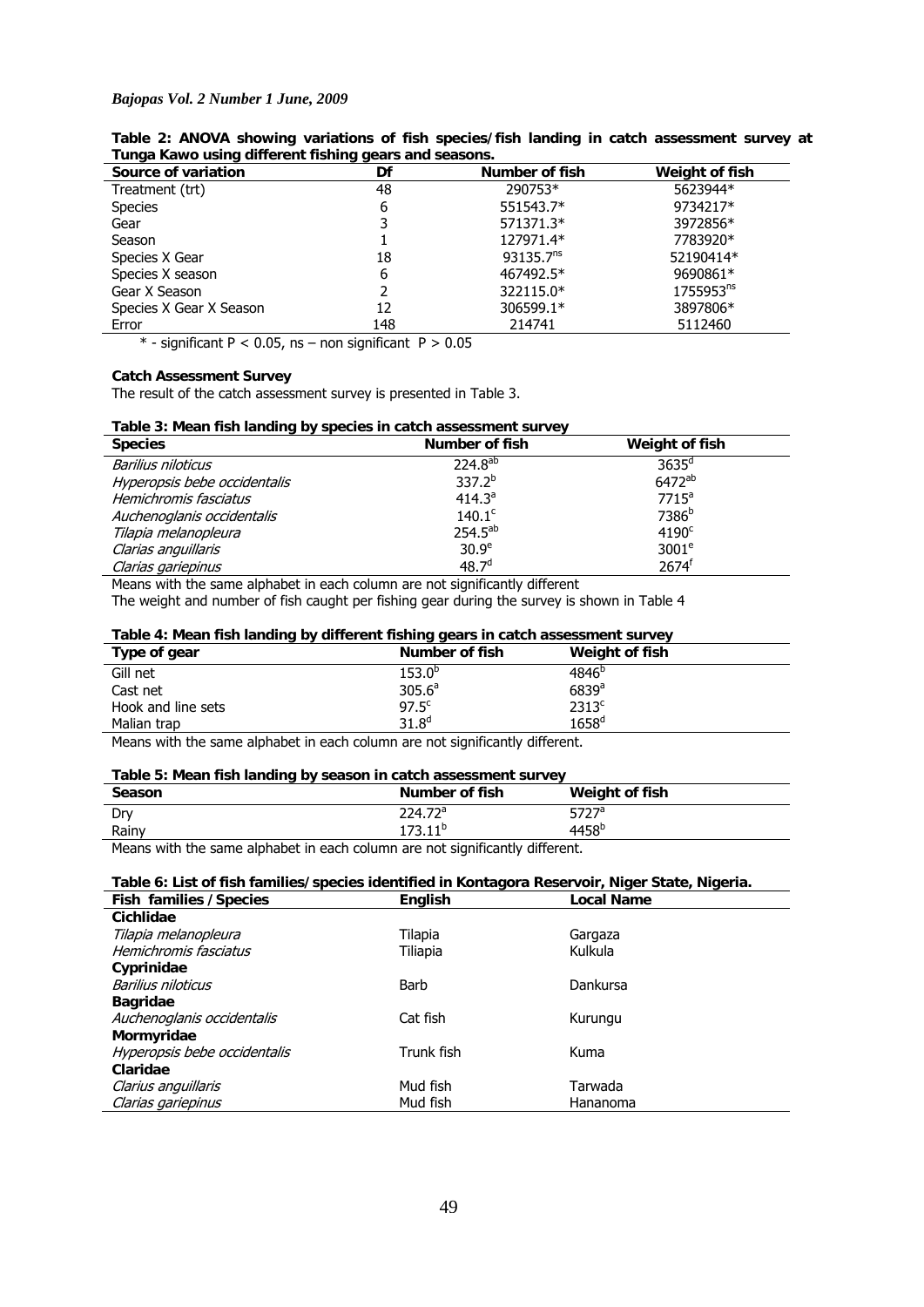**Table 2: ANOVA showing variations of fish species/fish landing in catch assessment survey at Tunga Kawo using different fishing gears and seasons.**

| Source of variation | Df | Number of fish | Weight of fish |
|---|---|---|---|
| Treatment (trt) | 48 | 290753* | 5623944* |
| Species | 6 | 551543.7* | 9734217* |
| Gear | 3 | 571371.3* | 3972856* |
| Season | 1 | 127971.4* | 7783920* |
| Species X Gear | 18 | 93135.7$^{ns}$ | 52190414* |
| Species X season | 6 | 467492.5* | 9690861* |
| Gear X Season | 2 | 322115.0* | 1755953$^{ns}$ |
| Species X Gear X Season | 12 | 306599.1* | 3897806* |
| Error | 148 | 214741 | 5112460 |

\* - significant $P < 0.05$, ns – non significant $P > 0.05$

**Catch Assessment Survey**

The result of the catch assessment survey is presented in Table 3.

**Table 3: Mean fish landing by species in catch assessment survey**

| Species | Number of fish | Weight of fish |
|---|---|---|
| *Barilius niloticus* | $224.8^{ab}$ | $3635^{d}$ |
| *Hyperopsis bebe occidentalis* | $337.2^{b}$ | $6472^{ab}$ |
| *Hemichromis fasciatus* | $414.3^{a}$ | $7715^{a}$ |
| *Auchenoglanis occidentalis* | $140.1^{c}$ | $7386^{b}$ |
| *Tilapia melanopleura* | $254.5^{ab}$ | $4190^{c}$ |
| *Clarias anguillaris* | $30.9^{e}$ | $3001^{e}$ |
| *Clarias gariepinus* | $48.7^{d}$ | $2674^{f}$ |

Means with the same alphabet in each column are not significantly different

The weight and number of fish caught per fishing gear during the survey is shown in Table 4

**Table 4: Mean fish landing by different fishing gears in catch assessment survey**

| Type of gear | Number of fish | Weight of fish |
|---|---|---|
| Gill net | $153.0^{b}$ | $4846^{b}$ |
| Cast net | $305.6^{a}$ | $6839^{a}$ |
| Hook and line sets | $97.5^{c}$ | $2313^{c}$ |
| Malian trap | $31.8^{d}$ | $1658^{d}$ |

Means with the same alphabet in each column are not significantly different.

**Table 5: Mean fish landing by season in catch assessment survey**

| Season | Number of fish | Weight of fish |
|---|---|---|
| Dry | $224.72^{a}$ | $5727^{a}$ |
| Rainy | $173.11^{b}$ | $4458^{b}$ |

Means with the same alphabet in each column are not significantly different.

**Table 6: List of fish families/species identified in Kontagora Reservoir, Niger State, Nigeria.**

| Fish families /Species | English | Local Name |
|---|---|---|
| **Cichlidae** | | |
| *Tilapia melanopleura* | Tilapia | Gargaza |
| *Hemichromis fasciatus* | Tiliapia | Kulkula |
| **Cyprinidae** | | |
| *Barilius niloticus* | Barb | Dankursa |
| **Bagridae** | | |
| *Auchenoglanis occidentalis* | Cat fish | Kurungu |
| **Mormyridae** | | |
| *Hyperopsis bebe occidentalis* | Trunk fish | Kuma |
| **Claridae** | | |
| *Clarius anguillaris* | Mud fish | Tarwada |
| *Clarias gariepinus* | Mud fish | Hananoma |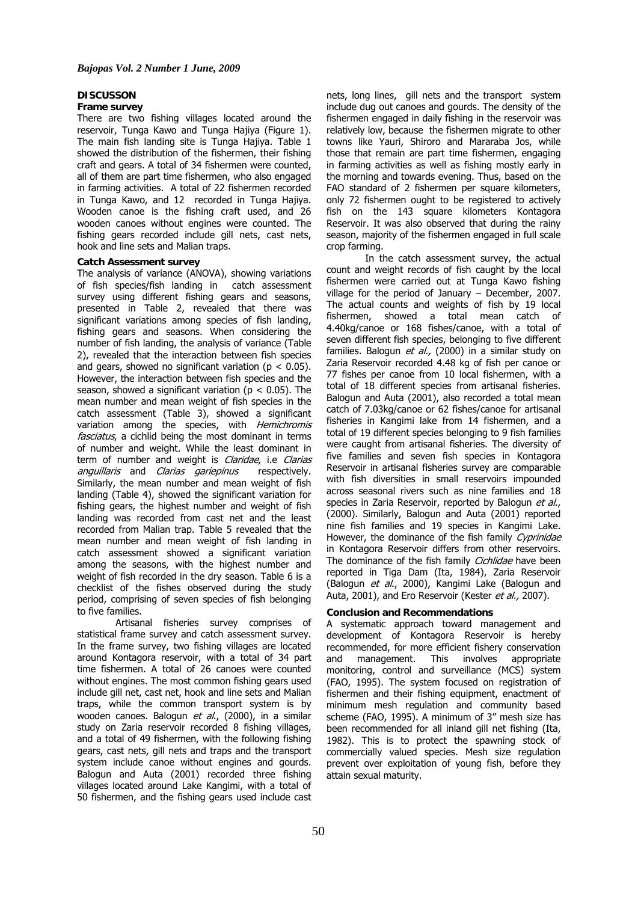## DISCUSSON

### Frame survey

There are two fishing villages located around the reservoir, Tunga Kawo and Tunga Hajiya (Figure 1). The main fish landing site is Tunga Hajiya. Table 1 showed the distribution of the fishermen, their fishing craft and gears. A total of 34 fishermen were counted, all of them are part time fishermen, who also engaged in farming activities. A total of 22 fishermen recorded in Tunga Kawo, and 12 recorded in Tunga Hajiya. Wooden canoe is the fishing craft used, and 26 wooden canoes without engines were counted. The fishing gears recorded include gill nets, cast nets, hook and line sets and Malian traps.

### Catch Assessment survey

The analysis of variance (ANOVA), showing variations of fish species/fish landing in catch assessment survey using different fishing gears and seasons, presented in Table 2, revealed that there was significant variations among species of fish landing, fishing gears and seasons. When considering the number of fish landing, the analysis of variance (Table 2), revealed that the interaction between fish species and gears, showed no significant variation ($p < 0.05$). However, the interaction between fish species and the season, showed a significant variation ($p < 0.05$). The mean number and mean weight of fish species in the catch assessment (Table 3), showed a significant variation among the species, with *Hemichromis fasciatus*, a cichlid being the most dominant in terms of number and weight. While the least dominant in term of number and weight is *Claridae*, i.e *Clarias anguillaris* and *Clarias gariepinus* respectively. Similarly, the mean number and mean weight of fish landing (Table 4), showed the significant variation for fishing gears, the highest number and weight of fish landing was recorded from cast net and the least recorded from Malian trap. Table 5 revealed that the mean number and mean weight of fish landing in catch assessment showed a significant variation among the seasons, with the highest number and weight of fish recorded in the dry season. Table 6 is a checklist of the fishes observed during the study period, comprising of seven species of fish belonging to five families.

Artisanal fisheries survey comprises of statistical frame survey and catch assessment survey. In the frame survey, two fishing villages are located around Kontagora reservoir, with a total of 34 part time fishermen. A total of 26 canoes were counted without engines. The most common fishing gears used include gill net, cast net, hook and line sets and Malian traps, while the common transport system is by wooden canoes. Balogun *et al.*, (2000), in a similar study on Zaria reservoir recorded 8 fishing villages, and a total of 49 fishermen, with the following fishing gears, cast nets, gill nets and traps and the transport system include canoe without engines and gourds. Balogun and Auta (2001) recorded three fishing villages located around Lake Kangimi, with a total of 50 fishermen, and the fishing gears used include cast nets, long lines, gill nets and the transport system include dug out canoes and gourds. The density of the fishermen engaged in daily fishing in the reservoir was relatively low, because the fishermen migrate to other towns like Yauri, Shiroro and Mararaba Jos, while those that remain are part time fishermen, engaging in farming activities as well as fishing mostly early in the morning and towards evening. Thus, based on the FAO standard of 2 fishermen per square kilometers, only 72 fishermen ought to be registered to actively fish on the 143 square kilometers Kontagora Reservoir. It was also observed that during the rainy season, majority of the fishermen engaged in full scale crop farming.

In the catch assessment survey, the actual count and weight records of fish caught by the local fishermen were carried out at Tunga Kawo fishing village for the period of January – December, 2007. The actual counts and weights of fish by 19 local fishermen, showed a total mean catch of 4.40kg/canoe or 168 fishes/canoe, with a total of seven different fish species, belonging to five different families. Balogun *et al.,* (2000) in a similar study on Zaria Reservoir recorded 4.48 kg of fish per canoe or 77 fishes per canoe from 10 local fishermen, with a total of 18 different species from artisanal fisheries. Balogun and Auta (2001), also recorded a total mean catch of 7.03kg/canoe or 62 fishes/canoe for artisanal fisheries in Kangimi lake from 14 fishermen, and a total of 19 different species belonging to 9 fish families were caught from artisanal fisheries. The diversity of five families and seven fish species in Kontagora Reservoir in artisanal fisheries survey are comparable with fish diversities in small reservoirs impounded across seasonal rivers such as nine families and 18 species in Zaria Reservoir, reported by Balogun *et al.*, (2000). Similarly, Balogun and Auta (2001) reported nine fish families and 19 species in Kangimi Lake. However, the dominance of the fish family *Cyprinidae* in Kontagora Reservoir differs from other reservoirs. The dominance of the fish family *Cichlidae* have been reported in Tiga Dam (Ita, 1984), Zaria Reservoir (Balogun *et al.*, 2000), Kangimi Lake (Balogun and Auta, 2001), and Ero Reservoir (Kester *et al.,* 2007).

### Conclusion and Recommendations

A systematic approach toward management and development of Kontagora Reservoir is hereby recommended, for more efficient fishery conservation and management. This involves appropriate monitoring, control and surveillance (MCS) system (FAO, 1995). The system focused on registration of fishermen and their fishing equipment, enactment of minimum mesh regulation and community based scheme (FAO, 1995). A minimum of 3" mesh size has been recommended for all inland gill net fishing (Ita, 1982). This is to protect the spawning stock of commercially valued species. Mesh size regulation prevent over exploitation of young fish, before they attain sexual maturity.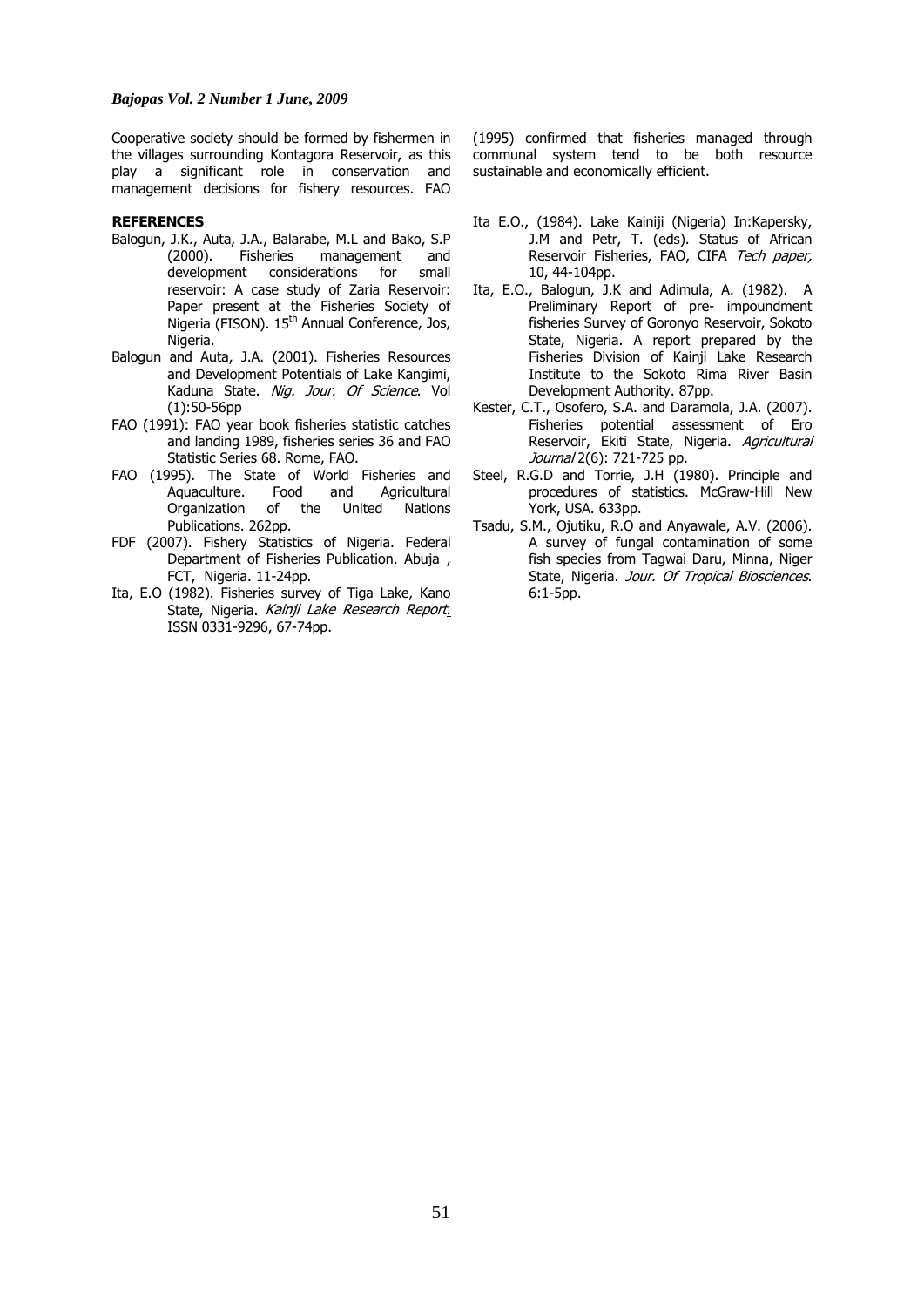Cooperative society should be formed by fishermen in the villages surrounding Kontagora Reservoir, as this play a significant role in conservation and management decisions for fishery resources. FAO (1995) confirmed that fisheries managed through communal system tend to be both resource sustainable and economically efficient.

**REFERENCES**

Balogun, J.K., Auta, J.A., Balarabe, M.L and Bako, S.P (2000). Fisheries management and development considerations for small reservoir: A case study of Zaria Reservoir: Paper present at the Fisheries Society of Nigeria (FISON). 15th Annual Conference, Jos, Nigeria.

Balogun and Auta, J.A. (2001). Fisheries Resources and Development Potentials of Lake Kangimi, Kaduna State. *Nig. Jour. Of Science*. Vol (1):50-56pp

FAO (1991): FAO year book fisheries statistic catches and landing 1989, fisheries series 36 and FAO Statistic Series 68. Rome, FAO.

FAO (1995). The State of World Fisheries and Aquaculture. Food and Agricultural Organization of the United Nations Publications. 262pp.

FDF (2007). Fishery Statistics of Nigeria. Federal Department of Fisheries Publication. Abuja , FCT, Nigeria. 11-24pp.

Ita, E.O (1982). Fisheries survey of Tiga Lake, Kano State, Nigeria. *Kainji Lake Research Report*. ISSN 0331-9296, 67-74pp.

Ita E.O., (1984). Lake Kainiji (Nigeria) In:Kapersky, J.M and Petr, T. (eds). Status of African Reservoir Fisheries, FAO, CIFA *Tech paper,* 10, 44-104pp.

Ita, E.O., Balogun, J.K and Adimula, A. (1982). A Preliminary Report of pre- impoundment fisheries Survey of Goronyo Reservoir, Sokoto State, Nigeria. A report prepared by the Fisheries Division of Kainji Lake Research Institute to the Sokoto Rima River Basin Development Authority. 87pp.

Kester, C.T., Osofero, S.A. and Daramola, J.A. (2007). Fisheries potential assessment of Ero Reservoir, Ekiti State, Nigeria. *Agricultural Journal* 2(6): 721-725 pp.

Steel, R.G.D and Torrie, J.H (1980). Principle and procedures of statistics. McGraw-Hill New York, USA. 633pp.

Tsadu, S.M., Ojutiku, R.O and Anyawale, A.V. (2006). A survey of fungal contamination of some fish species from Tagwai Daru, Minna, Niger State, Nigeria. *Jour. Of Tropical Biosciences*. 6:1-5pp.